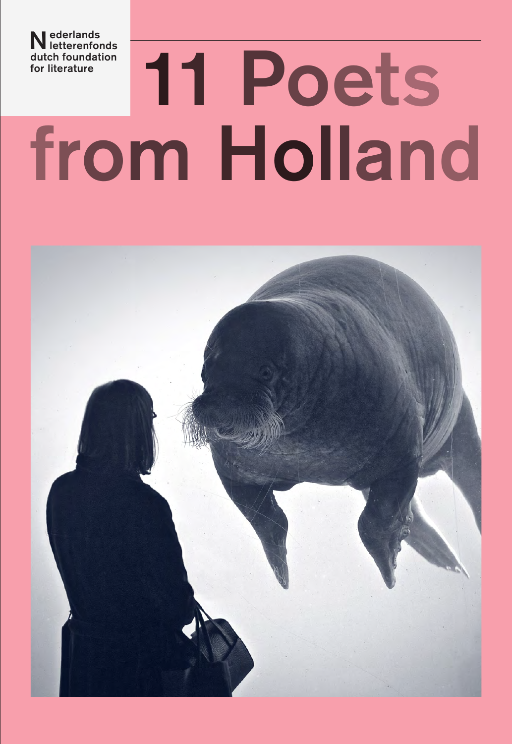Nederlands letterenfonds
dutch foundation for literature

# 11 Poets from Holland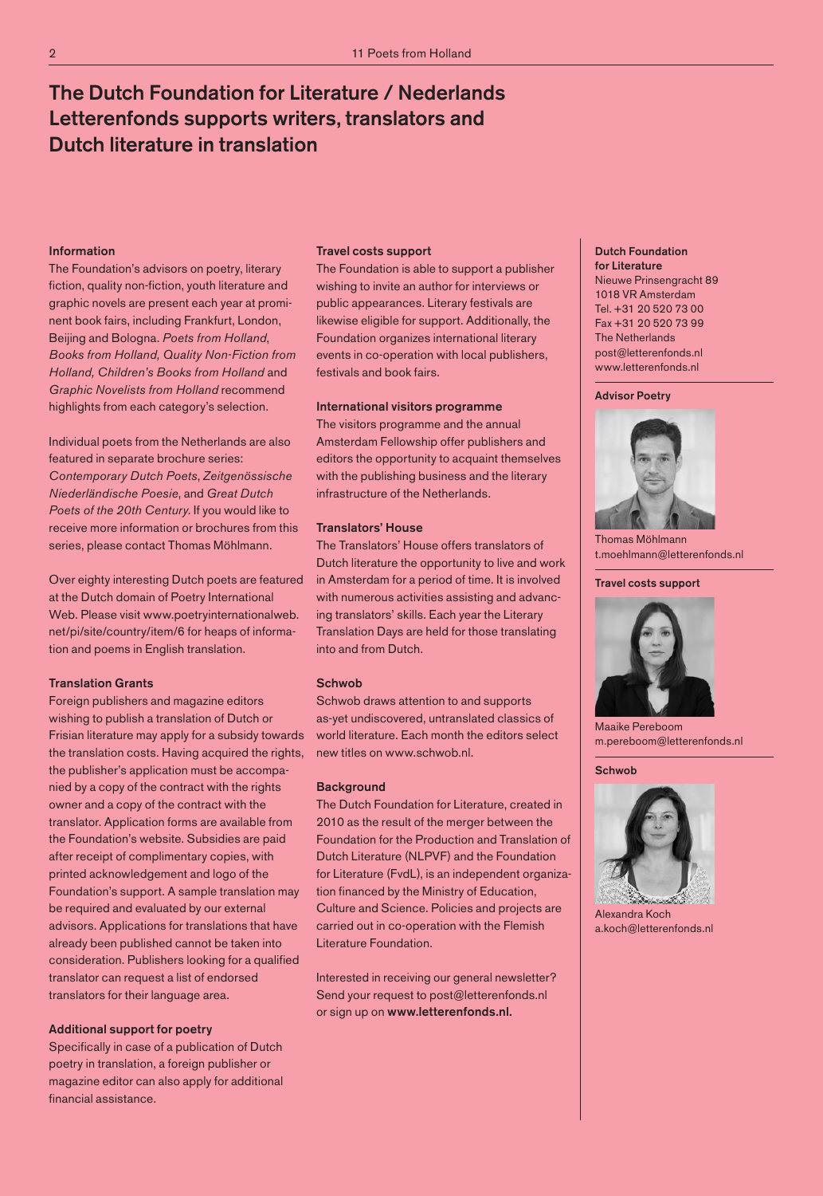# The Dutch Foundation for Literature / Nederlands Letterenfonds supports writers, translators and Dutch literature in translation

### Information

The Foundation's advisors on poetry, literary fiction, quality non-fiction, youth literature and graphic novels are present each year at prominent book fairs, including Frankfurt, London, Beijing and Bologna. *Poets from Holland*, *Books from Holland, Quality Non-Fiction from Holland, Children's Books from Holland* and *Graphic Novelists from Holland* recommend highlights from each category's selection.

Individual poets from the Netherlands are also featured in separate brochure series: *Contemporary Dutch Poets*, *Zeitgenössische Niederländische Poesie*, and *Great Dutch Poets of the 20th Century*. If you would like to receive more information or brochures from this series, please contact Thomas Möhlmann.

Over eighty interesting Dutch poets are featured at the Dutch domain of Poetry International Web. Please visit www.poetryinternationalweb.net/pi/site/country/item/6 for heaps of information and poems in English translation.

### Translation Grants

Foreign publishers and magazine editors wishing to publish a translation of Dutch or Frisian literature may apply for a subsidy towards the translation costs. Having acquired the rights, the publisher's application must be accompanied by a copy of the contract with the rights owner and a copy of the contract with the translator. Application forms are available from the Foundation's website. Subsidies are paid after receipt of complimentary copies, with printed acknowledgement and logo of the Foundation's support. A sample translation may be required and evaluated by our external advisors. Applications for translations that have already been published cannot be taken into consideration. Publishers looking for a qualified translator can request a list of endorsed translators for their language area.

### Additional support for poetry

Specifically in case of a publication of Dutch poetry in translation, a foreign publisher or magazine editor can also apply for additional financial assistance.

### Travel costs support

The Foundation is able to support a publisher wishing to invite an author for interviews or public appearances. Literary festivals are likewise eligible for support. Additionally, the Foundation organizes international literary events in co-operation with local publishers, festivals and book fairs.

### International visitors programme

The visitors programme and the annual Amsterdam Fellowship offer publishers and editors the opportunity to acquaint themselves with the publishing business and the literary infrastructure of the Netherlands.

### Translators' House

The Translators' House offers translators of Dutch literature the opportunity to live and work in Amsterdam for a period of time. It is involved with numerous activities assisting and advancing translators' skills. Each year the Literary Translation Days are held for those translating into and from Dutch.

### Schwob

Schwob draws attention to and supports as-yet undiscovered, untranslated classics of world literature. Each month the editors select new titles on www.schwob.nl.

### Background

The Dutch Foundation for Literature, created in 2010 as the result of the merger between the Foundation for the Production and Translation of Dutch Literature (NLPVF) and the Foundation for Literature (FvdL), is an independent organization financed by the Ministry of Education, Culture and Science. Policies and projects are carried out in co-operation with the Flemish Literature Foundation.

Interested in receiving our general newsletter? Send your request to post@letterenfonds.nl or sign up on **www.letterenfonds.nl.**

### Dutch Foundation for Literature

Nieuwe Prinsengracht 89
1018 VR Amsterdam
Tel. +31 20 520 73 00
Fax +31 20 520 73 99
The Netherlands
post@letterenfonds.nl
www.letterenfonds.nl

### Advisor Poetry

Thomas Möhlmann
t.moehlmann@letterenfonds.nl

### Travel costs support

Maaike Pereboom
m.pereboom@letterenfonds.nl

### Schwob

Alexandra Koch
a.koch@letterenfonds.nl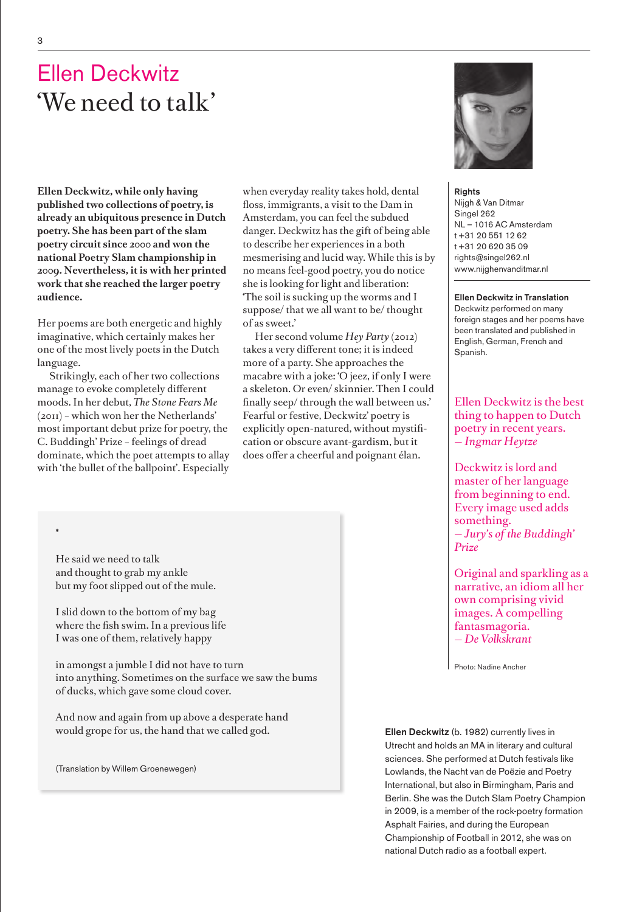# Ellen Deckwitz
## 'We need to talk'

**Ellen Deckwitz, while only having published two collections of poetry, is already an ubiquitous presence in Dutch poetry. She has been part of the slam poetry circuit since 2000 and won the national Poetry Slam championship in 2009. Nevertheless, it is with her printed work that she reached the larger poetry audience.**

Her poems are both energetic and highly imaginative, which certainly makes her one of the most lively poets in the Dutch language.

Strikingly, each of her two collections manage to evoke completely different moods. In her debut, *The Stone Fears Me* (2011) – which won her the Netherlands' most important debut prize for poetry, the C. Buddingh' Prize – feelings of dread dominate, which the poet attempts to allay with 'the bullet of the ballpoint'. Especially when everyday reality takes hold, dental floss, immigrants, a visit to the Dam in Amsterdam, you can feel the subdued danger. Deckwitz has the gift of being able to describe her experiences in a both mesmerising and lucid way. While this is by no means feel-good poetry, you do notice she is looking for light and liberation: 'The soil is sucking up the worms and I suppose/ that we all want to be/ thought of as sweet.'

Her second volume *Hey Party* (2012) takes a very different tone; it is indeed more of a party. She approaches the macabre with a joke: 'O jeez, if only I were a skeleton. Or even/ skinnier. Then I could finally seep/ through the wall between us.' Fearful or festive, Deckwitz' poetry is explicitly open-natured, without mystification or obscure avant-gardism, but it does offer a cheerful and poignant élan.

*

He said we need to talk
and thought to grab my ankle
but my foot slipped out of the mule.

I slid down to the bottom of my bag
where the fish swim. In a previous life
I was one of them, relatively happy

in amongst a jumble I did not have to turn
into anything. Sometimes on the surface we saw the bums
of ducks, which gave some cloud cover.

And now and again from up above a desperate hand
would grope for us, the hand that we called god.

(Translation by Willem Groenewegen)

**Rights**
Nijgh & Van Ditmar
Singel 262
NL – 1016 AC Amsterdam
t +31 20 551 12 62
t +31 20 620 35 09
rights@singel262.nl
www.nijghenvanditmar.nl

**Ellen Deckwitz in Translation**
Deckwitz performed on many foreign stages and her poems have been translated and published in English, German, French and Spanish.

Ellen Deckwitz is the best thing to happen to Dutch poetry in recent years.
*– Ingmar Heytze*

Deckwitz is lord and master of her language from beginning to end. Every image used adds something.
*– Jury's of the Buddingh' Prize*

Original and sparkling as a narrative, an idiom all her own comprising vivid images. A compelling fantasmagoria.
*– De Volkskrant*

Photo: Nadine Ancher

**Ellen Deckwitz** (b. 1982) currently lives in Utrecht and holds an MA in literary and cultural sciences. She performed at Dutch festivals like Lowlands, the Nacht van de Poëzie and Poetry International, but also in Birmingham, Paris and Berlin. She was the Dutch Slam Poetry Champion in 2009, is a member of the rock-poetry formation Asphalt Fairies, and during the European Championship of Football in 2012, she was on national Dutch radio as a football expert.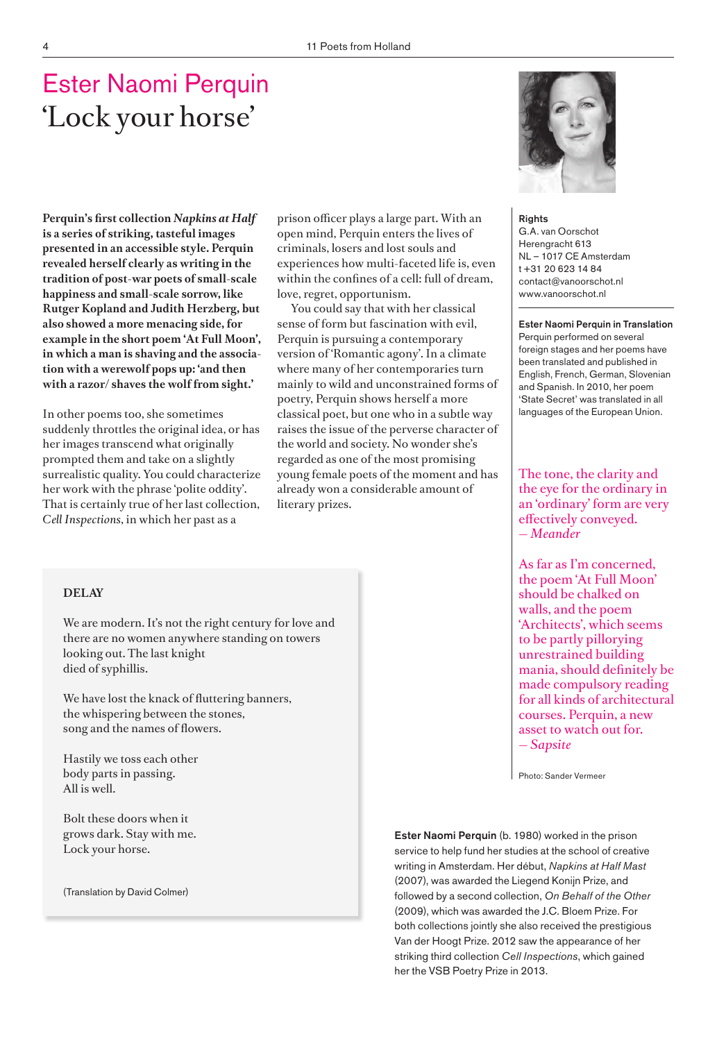# Ester Naomi Perquin

## 'Lock your horse'

**Perquin's first collection *Napkins at Half* is a series of striking, tasteful images presented in an accessible style. Perquin revealed herself clearly as writing in the tradition of post-war poets of small-scale happiness and small-scale sorrow, like Rutger Kopland and Judith Herzberg, but also showed a more menacing side, for example in the short poem 'At Full Moon', in which a man is shaving and the association with a werewolf pops up: 'and then with a razor/ shaves the wolf from sight.'**

In other poems too, she sometimes suddenly throttles the original idea, or has her images transcend what originally prompted them and take on a slightly surrealistic quality. You could characterize her work with the phrase 'polite oddity'. That is certainly true of her last collection, *Cell Inspections*, in which her past as a prison officer plays a large part. With an open mind, Perquin enters the lives of criminals, losers and lost souls and experiences how multi-faceted life is, even within the confines of a cell: full of dream, love, regret, opportunism.

You could say that with her classical sense of form but fascination with evil, Perquin is pursuing a contemporary version of 'Romantic agony'. In a climate where many of her contemporaries turn mainly to wild and unconstrained forms of poetry, Perquin shows herself a more classical poet, but one who in a subtle way raises the issue of the perverse character of the world and society. No wonder she's regarded as one of the most promising young female poets of the moment and has already won a considerable amount of literary prizes.

### DELAY

We are modern. It's not the right century for love and
there are no women anywhere standing on towers
looking out. The last knight
died of syphillis.

We have lost the knack of fluttering banners,
the whispering between the stones,
song and the names of flowers.

Hastily we toss each other
body parts in passing.
All is well.

Bolt these doors when it
grows dark. Stay with me.
Lock your horse.

(Translation by David Colmer)

**Rights**
G.A. van Oorschot
Herengracht 613
NL – 1017 CE Amsterdam
t +31 20 623 14 84
contact@vanoorschot.nl
www.vanoorschot.nl

**Ester Naomi Perquin in Translation**
Perquin performed on several foreign stages and her poems have been translated and published in English, French, German, Slovenian and Spanish. In 2010, her poem 'State Secret' was translated in all languages of the European Union.

The tone, the clarity and the eye for the ordinary in an 'ordinary' form are very effectively conveyed.
*– Meander*

As far as I'm concerned, the poem 'At Full Moon' should be chalked on walls, and the poem 'Architects', which seems to be partly pillorying unrestrained building mania, should definitely be made compulsory reading for all kinds of architectural courses. Perquin, a new asset to watch out for.
*– Sapsite*

Photo: Sander Vermeer

**Ester Naomi Perquin** (b. 1980) worked in the prison service to help fund her studies at the school of creative writing in Amsterdam. Her début, *Napkins at Half Mast* (2007), was awarded the Liegend Konijn Prize, and followed by a second collection, *On Behalf of the Other* (2009), which was awarded the J.C. Bloem Prize. For both collections jointly she also received the prestigious Van der Hoogt Prize. 2012 saw the appearance of her striking third collection *Cell Inspections*, which gained her the VSB Poetry Prize in 2013.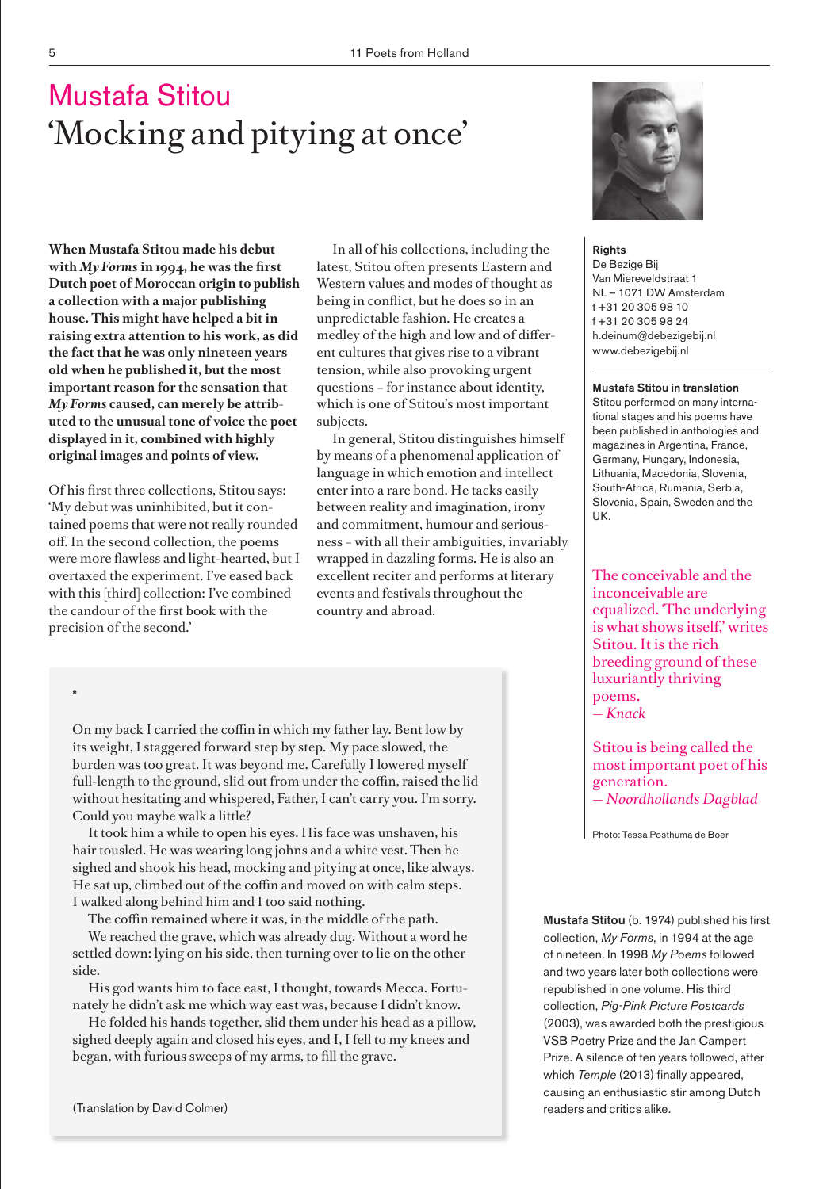# Mustafa Stitou

## 'Mocking and pitying at once'

**When Mustafa Stitou made his debut with *My Forms* in 1994, he was the first Dutch poet of Moroccan origin to publish a collection with a major publishing house. This might have helped a bit in raising extra attention to his work, as did the fact that he was only nineteen years old when he published it, but the most important reason for the sensation that *My Forms* caused, can merely be attributed to the unusual tone of voice the poet displayed in it, combined with highly original images and points of view.**

Of his first three collections, Stitou says: 'My debut was uninhibited, but it contained poems that were not really rounded off. In the second collection, the poems were more flawless and light-hearted, but I overtaxed the experiment. I've eased back with this [third] collection: I've combined the candour of the first book with the precision of the second.'

In all of his collections, including the latest, Stitou often presents Eastern and Western values and modes of thought as being in conflict, but he does so in an unpredictable fashion. He creates a medley of the high and low and of different cultures that gives rise to a vibrant tension, while also provoking urgent questions – for instance about identity, which is one of Stitou's most important subjects.

In general, Stitou distinguishes himself by means of a phenomenal application of language in which emotion and intellect enter into a rare bond. He tacks easily between reality and imagination, irony and commitment, humour and seriousness – with all their ambiguities, invariably wrapped in dazzling forms. He is also an excellent reciter and performs at literary events and festivals throughout the country and abroad.

\*

On my back I carried the coffin in which my father lay. Bent low by its weight, I staggered forward step by step. My pace slowed, the burden was too great. It was beyond me. Carefully I lowered myself full-length to the ground, slid out from under the coffin, raised the lid without hesitating and whispered, Father, I can't carry you. I'm sorry. Could you maybe walk a little?

It took him a while to open his eyes. His face was unshaven, his hair tousled. He was wearing long johns and a white vest. Then he sighed and shook his head, mocking and pitying at once, like always. He sat up, climbed out of the coffin and moved on with calm steps. I walked along behind him and I too said nothing.

The coffin remained where it was, in the middle of the path.

We reached the grave, which was already dug. Without a word he settled down: lying on his side, then turning over to lie on the other side.

His god wants him to face east, I thought, towards Mecca. Fortunately he didn't ask me which way east was, because I didn't know.

He folded his hands together, slid them under his head as a pillow, sighed deeply again and closed his eyes, and I, I fell to my knees and began, with furious sweeps of my arms, to fill the grave.

(Translation by David Colmer)

**Rights**
De Bezige Bij
Van Miereveldstraat 1
NL – 1071 DW Amsterdam
t +31 20 305 98 10
f +31 20 305 98 24
h.deinum@debezigebij.nl
www.debezigebij.nl

**Mustafa Stitou in translation**
Stitou performed on many international stages and his poems have been published in anthologies and magazines in Argentina, France, Germany, Hungary, Indonesia, Lithuania, Macedonia, Slovenia, South-Africa, Rumania, Serbia, Slovenia, Spain, Sweden and the UK.

The conceivable and the inconceivable are equalized. 'The underlying is what shows itself,' writes Stitou. It is the rich breeding ground of these luxuriantly thriving poems.
— *Knack*

Stitou is being called the most important poet of his generation.
— *Noordhollands Dagblad*

Photo: Tessa Posthuma de Boer

**Mustafa Stitou** (b. 1974) published his first collection, *My Forms*, in 1994 at the age of nineteen. In 1998 *My Poems* followed and two years later both collections were republished in one volume. His third collection, *Pig-Pink Picture Postcards* (2003), was awarded both the prestigious VSB Poetry Prize and the Jan Campert Prize. A silence of ten years followed, after which *Temple* (2013) finally appeared, causing an enthusiastic stir among Dutch readers and critics alike.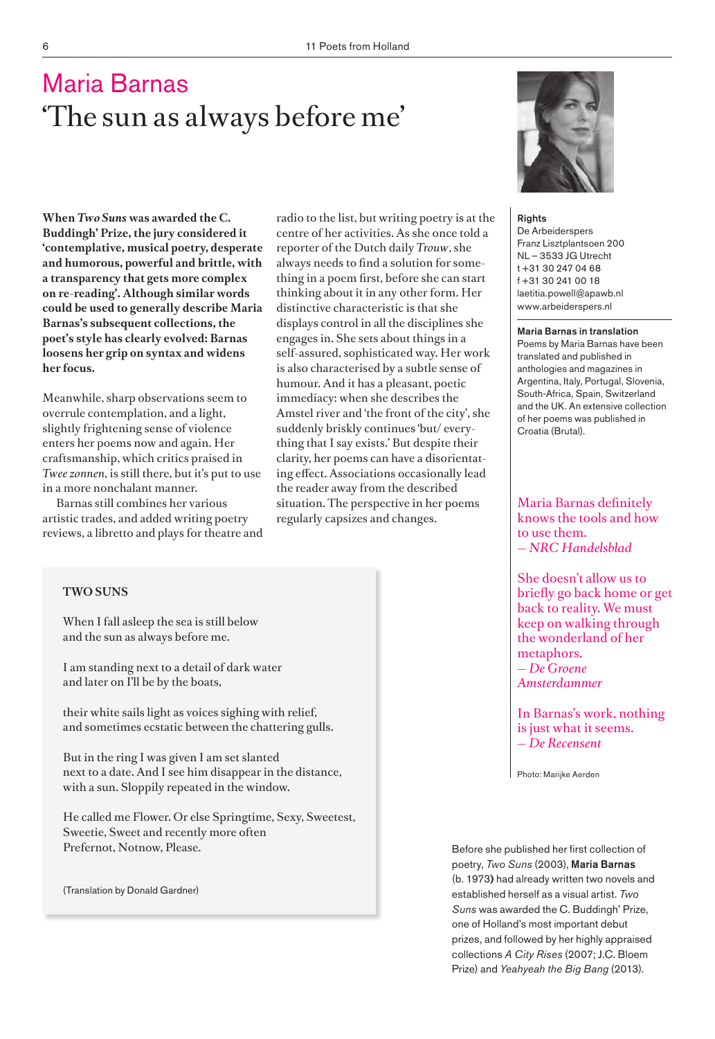# Maria Barnas
## 'The sun as always before me'

**When *Two Suns* was awarded the C. Buddingh' Prize, the jury considered it 'contemplative, musical poetry, desperate and humorous, powerful and brittle, with a transparency that gets more complex on re-reading'. Although similar words could be used to generally describe Maria Barnas's subsequent collections, the poet's style has clearly evolved: Barnas loosens her grip on syntax and widens her focus.**

Meanwhile, sharp observations seem to overrule contemplation, and a light, slightly frightening sense of violence enters her poems now and again. Her craftsmanship, which critics praised in *Twee zonnen*, is still there, but it's put to use in a more nonchalant manner.

Barnas still combines her various artistic trades, and added writing poetry reviews, a libretto and plays for theatre and radio to the list, but writing poetry is at the centre of her activities. As she once told a reporter of the Dutch daily *Trouw*, she always needs to find a solution for something in a poem first, before she can start thinking about it in any other form. Her distinctive characteristic is that she displays control in all the disciplines she engages in. She sets about things in a self-assured, sophisticated way. Her work is also characterised by a subtle sense of humour. And it has a pleasant, poetic immediacy: when she describes the Amstel river and 'the front of the city', she suddenly briskly continues 'but/ everything that I say exists.' But despite their clarity, her poems can have a disorientating effect. Associations occasionally lead the reader away from the described situation. The perspective in her poems regularly capsizes and changes.

### TWO SUNS

When I fall asleep the sea is still below
and the sun as always before me.

I am standing next to a detail of dark water
and later on I'll be by the boats,

their white sails light as voices sighing with relief,
and sometimes ecstatic between the chattering gulls.

But in the ring I was given I am set slanted
next to a date. And I see him disappear in the distance,
with a sun. Sloppily repeated in the window.

He called me Flower. Or else Springtime, Sexy, Sweetest,
Sweetie, Sweet and recently more often
Prefernot, Notnow, Please.

(Translation by Donald Gardner)

**Rights**
De Arbeiderspers
Franz Lisztplantsoen 200
NL – 3533 JG Utrecht
t +31 30 247 04 68
f +31 30 241 00 18
laetitia.powell@apawb.nl
www.arbeiderspers.nl

**Maria Barnas in translation**
Poems by Maria Barnas have been translated and published in anthologies and magazines in Argentina, Italy, Portugal, Slovenia, South-Africa, Spain, Switzerland and the UK. An extensive collection of her poems was published in Croatia (Brutal).

Maria Barnas definitely knows the tools and how to use them.
— *NRC Handelsblad*

She doesn't allow us to briefly go back home or get back to reality. We must keep on walking through the wonderland of her metaphors.
— *De Groene Amsterdammer*

In Barnas's work, nothing is just what it seems.
— *De Recensent*

Photo: Marijke Aerden

Before she published her first collection of poetry, *Two Suns* (2003), **Maria Barnas** (b. 1973) had already written two novels and established herself as a visual artist. *Two Suns* was awarded the C. Buddingh' Prize, one of Holland's most important debut prizes, and followed by her highly appraised collections *A City Rises* (2007; J.C. Bloem Prize) and *Yeahyeah the Big Bang* (2013).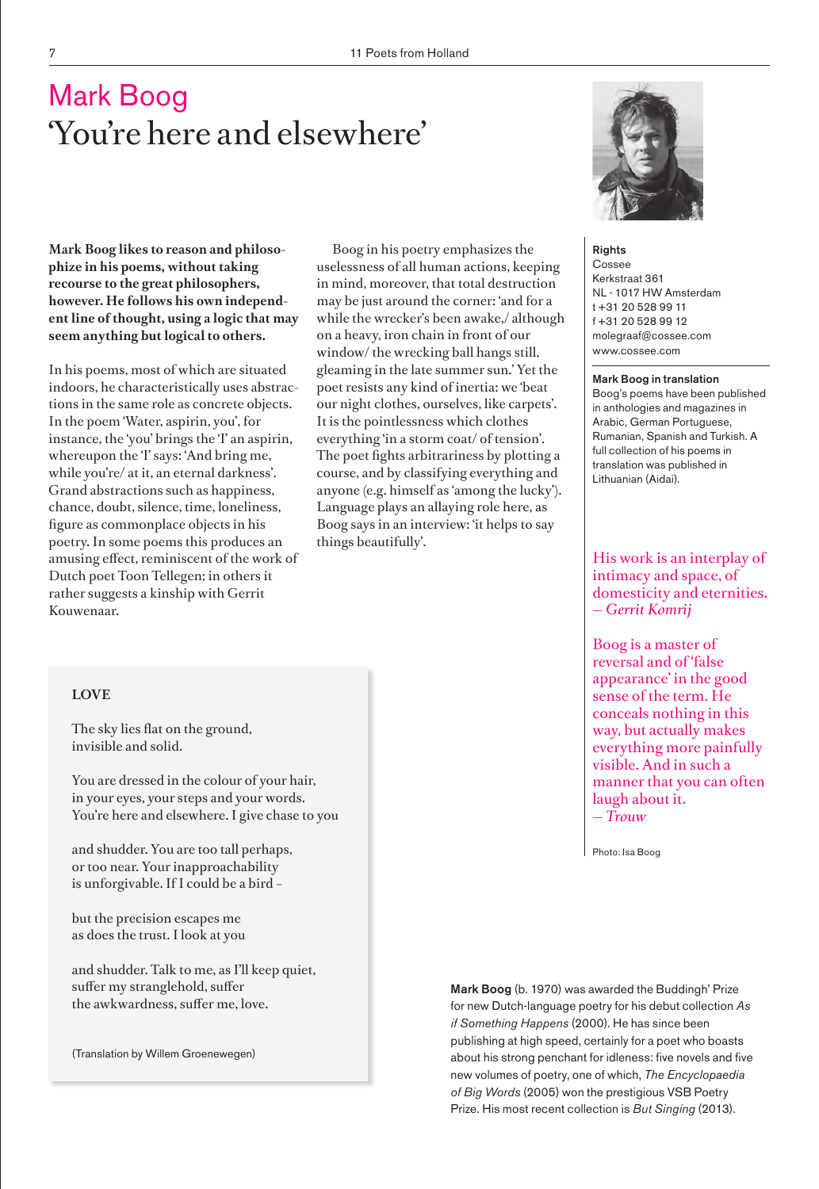# Mark Boog
## 'You're here and elsewhere'

**Mark Boog likes to reason and philosophize in his poems, without taking recourse to the great philosophers, however. He follows his own independent line of thought, using a logic that may seem anything but logical to others.**

In his poems, most of which are situated indoors, he characteristically uses abstractions in the same role as concrete objects. In the poem 'Water, aspirin, you', for instance, the 'you' brings the 'I' an aspirin, whereupon the 'I' says: 'And bring me, while you're/ at it, an eternal darkness'. Grand abstractions such as happiness, chance, doubt, silence, time, loneliness, figure as commonplace objects in his poetry. In some poems this produces an amusing effect, reminiscent of the work of Dutch poet Toon Tellegen; in others it rather suggests a kinship with Gerrit Kouwenaar.

Boog in his poetry emphasizes the uselessness of all human actions, keeping in mind, moreover, that total destruction may be just around the corner: 'and for a while the wrecker's been awake,/ although on a heavy, iron chain in front of our window/ the wrecking ball hangs still, gleaming in the late summer sun.' Yet the poet resists any kind of inertia: we 'beat our night clothes, ourselves, like carpets'. It is the pointlessness which clothes everything 'in a storm coat/ of tension'. The poet fights arbitrariness by plotting a course, and by classifying everything and anyone (e.g. himself as 'among the lucky'). Language plays an allaying role here, as Boog says in an interview: 'it helps to say things beautifully'.

### LOVE

The sky lies flat on the ground,
invisible and solid.

You are dressed in the colour of your hair,
in your eyes, your steps and your words.
You're here and elsewhere. I give chase to you

and shudder. You are too tall perhaps,
or too near. Your inapproachability
is unforgivable. If I could be a bird –

but the precision escapes me
as does the trust. I look at you

and shudder. Talk to me, as I'll keep quiet,
suffer my stranglehold, suffer
the awkwardness, suffer me, love.

(Translation by Willem Groenewegen)

**Rights**
Cossee
Kerkstraat 361
NL - 1017 HW Amsterdam
t +31 20 528 99 11
f +31 20 528 99 12
molegraaf@cossee.com
www.cossee.com

**Mark Boog in translation**
Boog's poems have been published in anthologies and magazines in Arabic, German Portuguese, Rumanian, Spanish and Turkish. A full collection of his poems in translation was published in Lithuanian (Aidai).

His work is an interplay of intimacy and space, of domesticity and eternities.
*— Gerrit Komrij*

Boog is a master of reversal and of 'false appearance' in the good sense of the term. He conceals nothing in this way, but actually makes everything more painfully visible. And in such a manner that you can often laugh about it.
*— Trouw*

Photo: Isa Boog

**Mark Boog** (b. 1970) was awarded the Buddingh' Prize for new Dutch-language poetry for his debut collection *As if Something Happens* (2000). He has since been publishing at high speed, certainly for a poet who boasts about his strong penchant for idleness: five novels and five new volumes of poetry, one of which, *The Encyclopaedia of Big Words* (2005) won the prestigious VSB Poetry Prize. His most recent collection is *But Singing* (2013).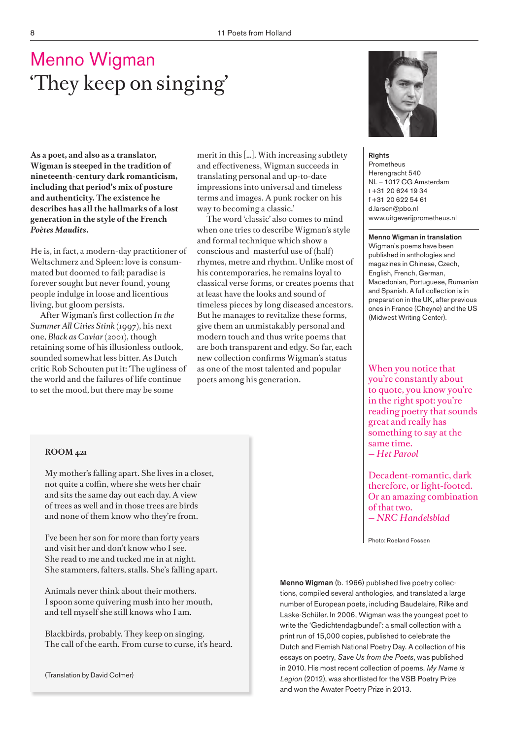# Menno Wigman

## 'They keep on singing'

**As a poet, and also as a translator, Wigman is steeped in the tradition of nineteenth-century dark romanticism, including that period's mix of posture and authenticity. The existence he describes has all the hallmarks of a lost generation in the style of the French *Poètes Maudits*.**

He is, in fact, a modern-day practitioner of Weltschmerz and Spleen: love is consummated but doomed to fail; paradise is forever sought but never found, young people indulge in loose and licentious living, but gloom persists.

After Wigman's first collection *In the Summer All Cities Stink* (1997), his next one, *Black as Caviar* (2001), though retaining some of his illusionless outlook, sounded somewhat less bitter. As Dutch critic Rob Schouten put it: 'The ugliness of the world and the failures of life continue to set the mood, but there may be some merit in this [...]. With increasing subtlety and effectiveness, Wigman succeeds in translating personal and up-to-date impressions into universal and timeless terms and images. A punk rocker on his way to becoming a classic.'

The word 'classic' also comes to mind when one tries to describe Wigman's style and formal technique which show a conscious and masterful use of (half) rhymes, metre and rhythm. Unlike most of his contemporaries, he remains loyal to classical verse forms, or creates poems that at least have the looks and sound of timeless pieces by long diseased ancestors. But he manages to revitalize these forms, give them an unmistakably personal and modern touch and thus write poems that are both transparent and edgy. So far, each new collection confirms Wigman's status as one of the most talented and popular poets among his generation.

### ROOM 421

My mother's falling apart. She lives in a closet,
not quite a coffin, where she wets her chair
and sits the same day out each day. A view
of trees as well and in those trees are birds
and none of them know who they're from.

I've been her son for more than forty years
and visit her and don't know who I see.
She read to me and tucked me in at night.
She stammers, falters, stalls. She's falling apart.

Animals never think about their mothers.
I spoon some quivering mush into her mouth,
and tell myself she still knows who I am.

Blackbirds, probably. They keep on singing.
The call of the earth. From curse to curse, it's heard.

(Translation by David Colmer)

**Rights**
Prometheus
Herengracht 540
NL – 1017 CG Amsterdam
t +31 20 624 19 34
f +31 20 622 54 61
d.larsen@pbo.nl
www.uitgeverijprometheus.nl

**Menno Wigman in translation**
Wigman's poems have been published in anthologies and magazines in Chinese, Czech, English, French, German, Macedonian, Portuguese, Rumanian and Spanish. A full collection is in preparation in the UK, after previous ones in France (Cheyne) and the US (Midwest Writing Center).

When you notice that you're constantly about to quote, you know you're in the right spot: you're reading poetry that sounds great and really has something to say at the same time.
*– Het Parool*

Decadent-romantic, dark therefore, or light-footed. Or an amazing combination of that two.
*– NRC Handelsblad*

Photo: Roeland Fossen

**Menno Wigman** (b. 1966) published five poetry collections, compiled several anthologies, and translated a large number of European poets, including Baudelaire, Rilke and Laske-Schüler. In 2006, Wigman was the youngest poet to write the 'Gedichtendagbundel': a small collection with a print run of 15,000 copies, published to celebrate the Dutch and Flemish National Poetry Day. A collection of his essays on poetry, *Save Us from the Poets*, was published in 2010. His most recent collection of poems, *My Name is Legion* (2012), was shortlisted for the VSB Poetry Prize and won the Awater Poetry Prize in 2013.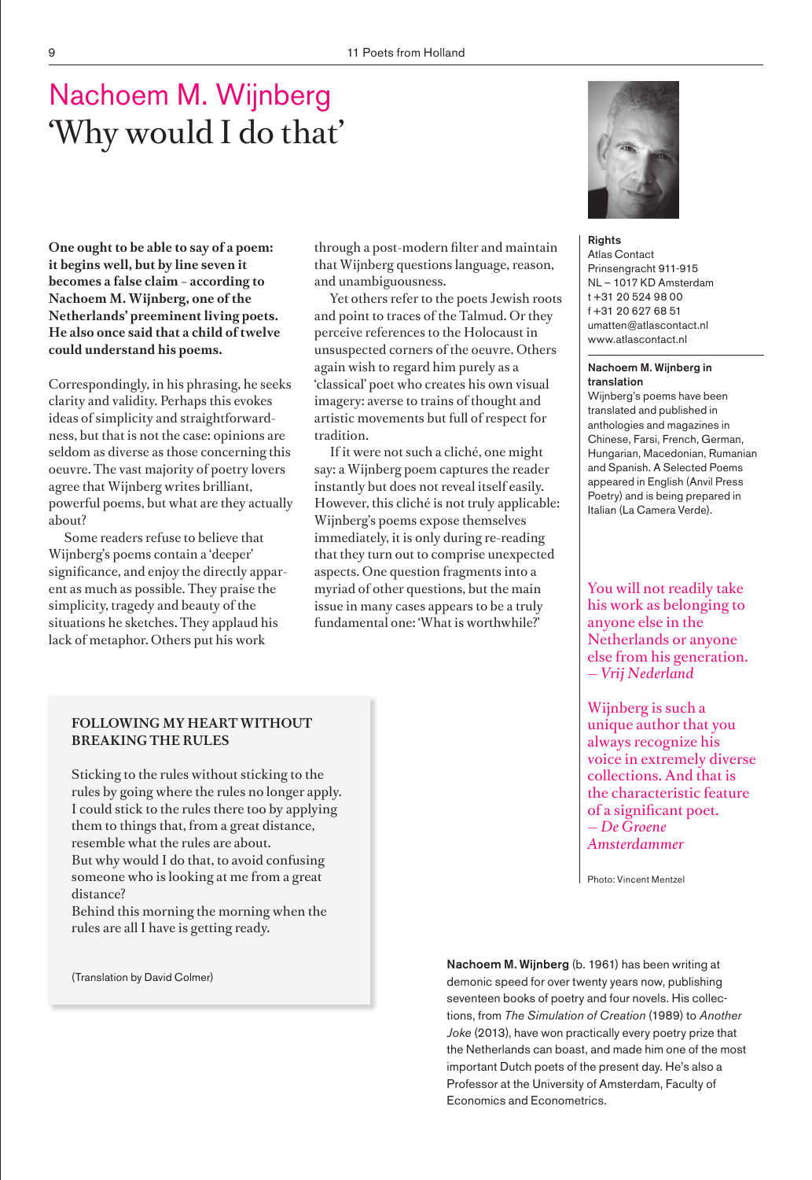# Nachoem M. Wijnberg

## 'Why would I do that'

**One ought to be able to say of a poem: it begins well, but by line seven it becomes a false claim – according to Nachoem M. Wijnberg, one of the Netherlands' preeminent living poets. He also once said that a child of twelve could understand his poems.**

Correspondingly, in his phrasing, he seeks clarity and validity. Perhaps this evokes ideas of simplicity and straightforwardness, but that is not the case: opinions are seldom as diverse as those concerning this oeuvre. The vast majority of poetry lovers agree that Wijnberg writes brilliant, powerful poems, but what are they actually about?

Some readers refuse to believe that Wijnberg's poems contain a 'deeper' significance, and enjoy the directly apparent as much as possible. They praise the simplicity, tragedy and beauty of the situations he sketches. They applaud his lack of metaphor. Others put his work through a post-modern filter and maintain that Wijnberg questions language, reason, and unambiguousness.

Yet others refer to the poets Jewish roots and point to traces of the Talmud. Or they perceive references to the Holocaust in unsuspected corners of the oeuvre. Others again wish to regard him purely as a 'classical' poet who creates his own visual imagery: averse to trains of thought and artistic movements but full of respect for tradition.

If it were not such a cliché, one might say: a Wijnberg poem captures the reader instantly but does not reveal itself easily. However, this cliché is not truly applicable: Wijnberg's poems expose themselves immediately, it is only during re-reading that they turn out to comprise unexpected aspects. One question fragments into a myriad of other questions, but the main issue in many cases appears to be a truly fundamental one: 'What is worthwhile?'

### FOLLOWING MY HEART WITHOUT BREAKING THE RULES

Sticking to the rules without sticking to the rules by going where the rules no longer apply.
I could stick to the rules there too by applying them to things that, from a great distance, resemble what the rules are about.
But why would I do that, to avoid confusing someone who is looking at me from a great distance?
Behind this morning the morning when the rules are all I have is getting ready.

(Translation by David Colmer)

**Rights**
Atlas Contact
Prinsengracht 911-915
NL – 1017 KD Amsterdam
t +31 20 524 98 00
f +31 20 627 68 51
umatten@atlascontact.nl
www.atlascontact.nl

**Nachoem M. Wijnberg in translation**
Wijnberg's poems have been translated and published in anthologies and magazines in Chinese, Farsi, French, German, Hungarian, Macedonian, Rumanian and Spanish. A Selected Poems appeared in English (Anvil Press Poetry) and is being prepared in Italian (La Camera Verde).

You will not readily take his work as belonging to anyone else in the Netherlands or anyone else from his generation.
*— Vrij Nederland*

Wijnberg is such a unique author that you always recognize his voice in extremely diverse collections. And that is the characteristic feature of a significant poet.
*— De Groene Amsterdammer*

Photo: Vincent Mentzel

**Nachoem M. Wijnberg** (b. 1961) has been writing at demonic speed for over twenty years now, publishing seventeen books of poetry and four novels. His collections, from *The Simulation of Creation* (1989) to *Another Joke* (2013), have won practically every poetry prize that the Netherlands can boast, and made him one of the most important Dutch poets of the present day. He's also a Professor at the University of Amsterdam, Faculty of Economics and Econometrics.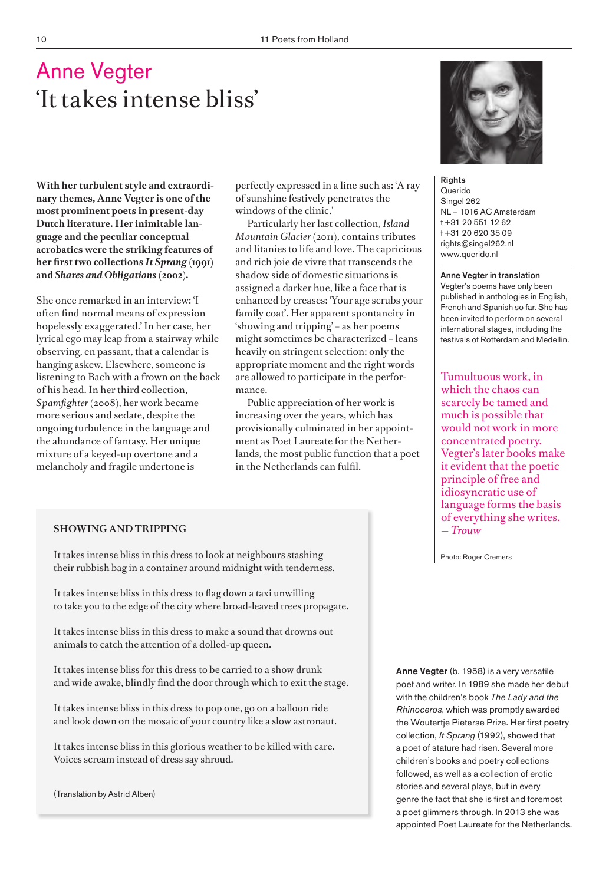# Anne Vegter
## 'It takes intense bliss'

**With her turbulent style and extraordinary themes, Anne Vegter is one of the most prominent poets in present-day Dutch literature. Her inimitable language and the peculiar conceptual acrobatics were the striking features of her first two collections *It Sprang* (1991) and *Shares and Obligations* (2002).**

She once remarked in an interview: 'I often find normal means of expression hopelessly exaggerated.' In her case, her lyrical ego may leap from a stairway while observing, en passant, that a calendar is hanging askew. Elsewhere, someone is listening to Bach with a frown on the back of his head. In her third collection, *Spamfighter* (2008), her work became more serious and sedate, despite the ongoing turbulence in the language and the abundance of fantasy. Her unique mixture of a keyed-up overtone and a melancholy and fragile undertone is perfectly expressed in a line such as: 'A ray of sunshine festively penetrates the windows of the clinic.'

Particularly her last collection, *Island Mountain Glacier* (2011), contains tributes and litanies to life and love. The capricious and rich joie de vivre that transcends the shadow side of domestic situations is assigned a darker hue, like a face that is enhanced by creases: 'Your age scrubs your family coat'. Her apparent spontaneity in 'showing and tripping' – as her poems might sometimes be characterized – leans heavily on stringent selection: only the appropriate moment and the right words are allowed to participate in the performance.

Public appreciation of her work is increasing over the years, which has provisionally culminated in her appointment as Poet Laureate for the Netherlands, the most public function that a poet in the Netherlands can fulfil.

### SHOWING AND TRIPPING

It takes intense bliss in this dress to look at neighbours stashing
their rubbish bag in a container around midnight with tenderness.

It takes intense bliss in this dress to flag down a taxi unwilling
to take you to the edge of the city where broad-leaved trees propagate.

It takes intense bliss in this dress to make a sound that drowns out
animals to catch the attention of a dolled-up queen.

It takes intense bliss for this dress to be carried to a show drunk
and wide awake, blindly find the door through which to exit the stage.

It takes intense bliss in this dress to pop one, go on a balloon ride
and look down on the mosaic of your country like a slow astronaut.

It takes intense bliss in this glorious weather to be killed with care.
Voices scream instead of dress say shroud.

(Translation by Astrid Alben)

**Rights**
Querido
Singel 262
NL – 1016 AC Amsterdam
t +31 20 551 12 62
f +31 20 620 35 09
rights@singel262.nl
www.querido.nl

**Anne Vegter in translation**
Vegter's poems have only been published in anthologies in English, French and Spanish so far. She has been invited to perform on several international stages, including the festivals of Rotterdam and Medellin.

Tumultuous work, in which the chaos can scarcely be tamed and much is possible that would not work in more concentrated poetry. Vegter's later books make it evident that the poetic principle of free and idiosyncratic use of language forms the basis of everything she writes.
— *Trouw*

Photo: Roger Cremers

**Anne Vegter** (b. 1958) is a very versatile poet and writer. In 1989 she made her debut with the children's book *The Lady and the Rhinoceros*, which was promptly awarded the Woutertje Pieterse Prize. Her first poetry collection, *It Sprang* (1992), showed that a poet of stature had risen. Several more children's books and poetry collections followed, as well as a collection of erotic stories and several plays, but in every genre the fact that she is first and foremost a poet glimmers through. In 2013 she was appointed Poet Laureate for the Netherlands.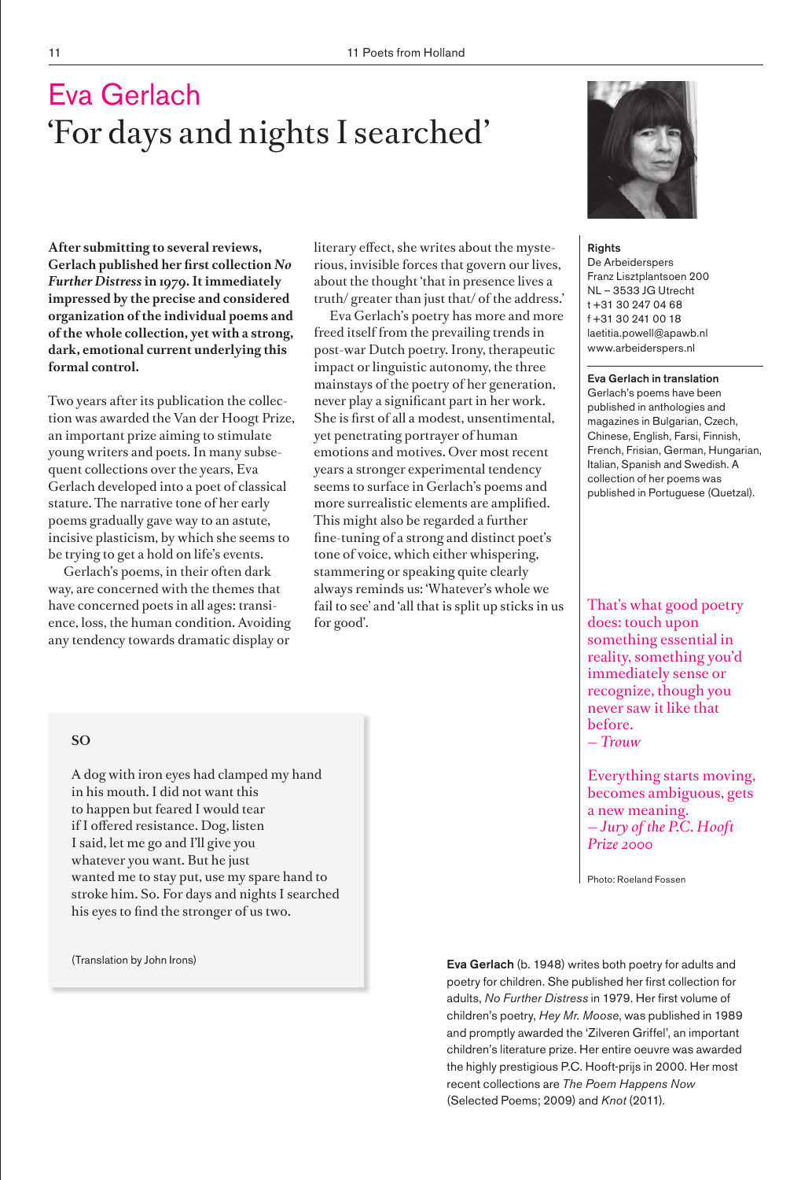# Eva Gerlach

## 'For days and nights I searched'

**After submitting to several reviews, Gerlach published her first collection *No Further Distress* in 1979. It immediately impressed by the precise and considered organization of the individual poems and of the whole collection, yet with a strong, dark, emotional current underlying this formal control.**

Two years after its publication the collection was awarded the Van der Hoogt Prize, an important prize aiming to stimulate young writers and poets. In many subsequent collections over the years, Eva Gerlach developed into a poet of classical stature. The narrative tone of her early poems gradually gave way to an astute, incisive plasticism, by which she seems to be trying to get a hold on life's events.

Gerlach's poems, in their often dark way, are concerned with the themes that have concerned poets in all ages: transience, loss, the human condition. Avoiding any tendency towards dramatic display or literary effect, she writes about the mysterious, invisible forces that govern our lives, about the thought 'that in presence lives a truth/ greater than just that/ of the address.'

Eva Gerlach's poetry has more and more freed itself from the prevailing trends in post-war Dutch poetry. Irony, therapeutic impact or linguistic autonomy, the three mainstays of the poetry of her generation, never play a significant part in her work. She is first of all a modest, unsentimental, yet penetrating portrayer of human emotions and motives. Over most recent years a stronger experimental tendency seems to surface in Gerlach's poems and more surrealistic elements are amplified. This might also be regarded a further fine-tuning of a strong and distinct poet's tone of voice, which either whispering, stammering or speaking quite clearly always reminds us: 'Whatever's whole we fail to see' and 'all that is split up sticks in us for good'.

### SO

A dog with iron eyes had clamped my hand  
in his mouth. I did not want this  
to happen but feared I would tear  
if I offered resistance. Dog, listen  
I said, let me go and I'll give you  
whatever you want. But he just  
wanted me to stay put, use my spare hand to  
stroke him. So. For days and nights I searched  
his eyes to find the stronger of us two.

(Translation by John Irons)

**Rights**  
De Arbeiderspers  
Franz Lisztplantsoen 200  
NL – 3533 JG Utrecht  
t +31 30 247 04 68  
f +31 30 241 00 18  
laetitia.powell@apawb.nl  
www.arbeiderspers.nl

**Eva Gerlach in translation**  
Gerlach's poems have been published in anthologies and magazines in Bulgarian, Czech, Chinese, English, Farsi, Finnish, French, Frisian, German, Hungarian, Italian, Spanish and Swedish. A collection of her poems was published in Portuguese (Quetzal).

That's what good poetry does: touch upon something essential in reality, something you'd immediately sense or recognize, though you never saw it like that before.  
*— Trouw*

Everything starts moving, becomes ambiguous, gets a new meaning.  
*— Jury of the P.C. Hooft Prize 2000*

Photo: Roeland Fossen

**Eva Gerlach** (b. 1948) writes both poetry for adults and poetry for children. She published her first collection for adults, *No Further Distress* in 1979. Her first volume of children's poetry, *Hey Mr. Moose*, was published in 1989 and promptly awarded the 'Zilveren Griffel', an important children's literature prize. Her entire oeuvre was awarded the highly prestigious P.C. Hooft-prijs in 2000. Her most recent collections are *The Poem Happens Now* (Selected Poems; 2009) and *Knot* (2011).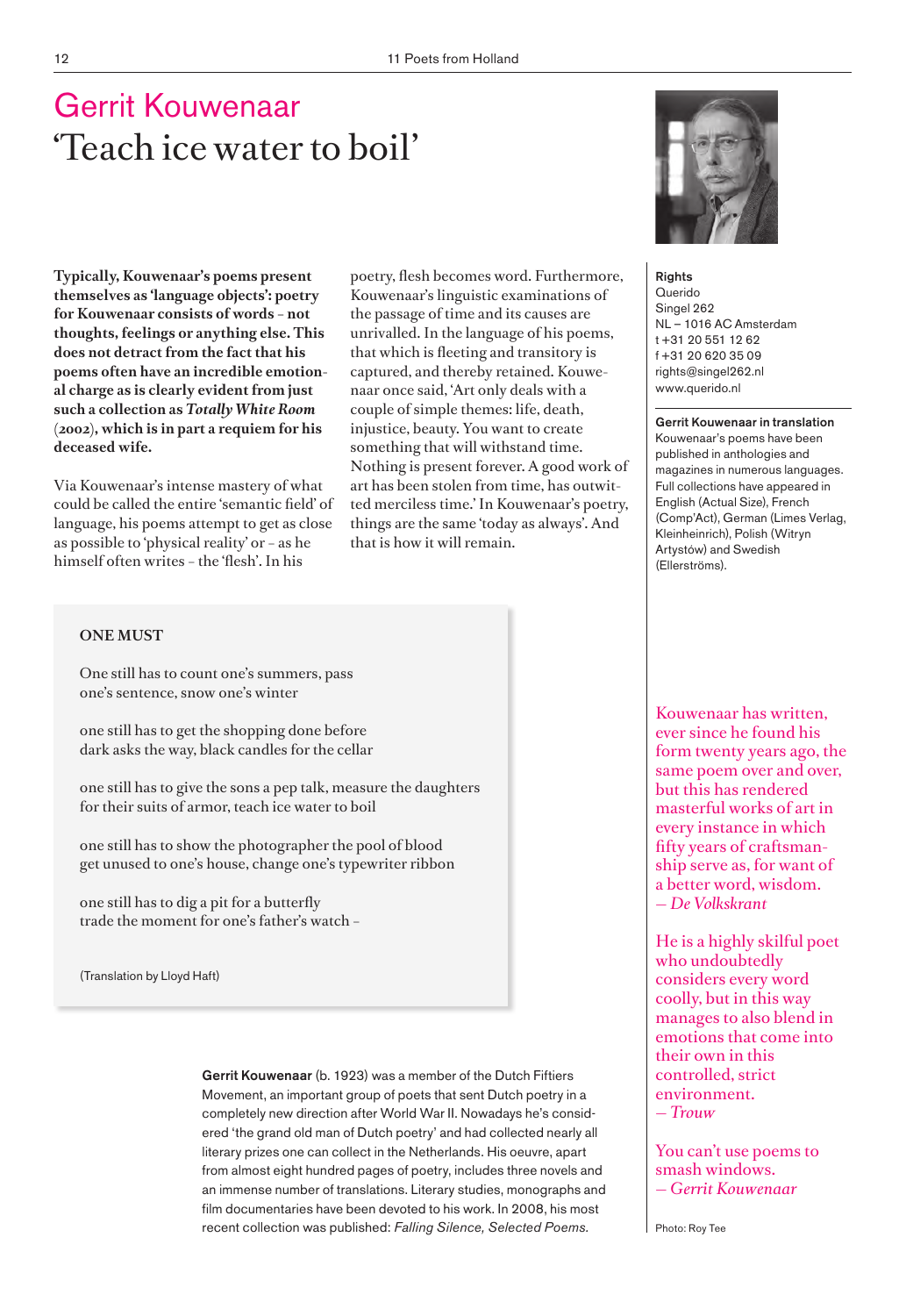# Gerrit Kouwenaar

## 'Teach ice water to boil'

**Typically, Kouwenaar's poems present themselves as 'language objects': poetry for Kouwenaar consists of words – not thoughts, feelings or anything else. This does not detract from the fact that his poems often have an incredible emotional charge as is clearly evident from just such a collection as *Totally White Room* (2002), which is in part a requiem for his deceased wife.**

Via Kouwenaar's intense mastery of what could be called the entire 'semantic field' of language, his poems attempt to get as close as possible to 'physical reality' or – as he himself often writes – the 'flesh'. In his poetry, flesh becomes word. Furthermore, Kouwenaar's linguistic examinations of the passage of time and its causes are unrivalled. In the language of his poems, that which is fleeting and transitory is captured, and thereby retained. Kouwenaar once said, 'Art only deals with a couple of simple themes: life, death, injustice, beauty. You want to create something that will withstand time. Nothing is present forever. A good work of art has been stolen from time, has outwitted merciless time.' In Kouwenaar's poetry, things are the same 'today as always'. And that is how it will remain.

### ONE MUST

One still has to count one's summers, pass
one's sentence, snow one's winter

one still has to get the shopping done before
dark asks the way, black candles for the cellar

one still has to give the sons a pep talk, measure the daughters
for their suits of armor, teach ice water to boil

one still has to show the photographer the pool of blood
get unused to one's house, change one's typewriter ribbon

one still has to dig a pit for a butterfly
trade the moment for one's father's watch –

(Translation by Lloyd Haft)

**Gerrit Kouwenaar** (b. 1923) was a member of the Dutch Fiftiers Movement, an important group of poets that sent Dutch poetry in a completely new direction after World War II. Nowadays he's considered 'the grand old man of Dutch poetry' and had collected nearly all literary prizes one can collect in the Netherlands. His oeuvre, apart from almost eight hundred pages of poetry, includes three novels and an immense number of translations. Literary studies, monographs and film documentaries have been devoted to his work. In 2008, his most recent collection was published: *Falling Silence, Selected Poems.*

**Rights**
Querido
Singel 262
NL – 1016 AC Amsterdam
t +31 20 551 12 62
f +31 20 620 35 09
rights@singel262.nl
www.querido.nl

**Gerrit Kouwenaar in translation**
Kouwenaar's poems have been published in anthologies and magazines in numerous languages. Full collections have appeared in English (Actual Size), French (Comp'Act), German (Limes Verlag, Kleinheinrich), Polish (Witryn Artystów) and Swedish (Ellerströms).

Kouwenaar has written, ever since he found his form twenty years ago, the same poem over and over, but this has rendered masterful works of art in every instance in which fifty years of craftsmanship serve as, for want of a better word, wisdom.
— *De Volkskrant*

He is a highly skilful poet who undoubtedly considers every word coolly, but in this way manages to also blend in emotions that come into their own in this controlled, strict environment.
— *Trouw*

You can't use poems to smash windows.
— *Gerrit Kouwenaar*

Photo: Roy Tee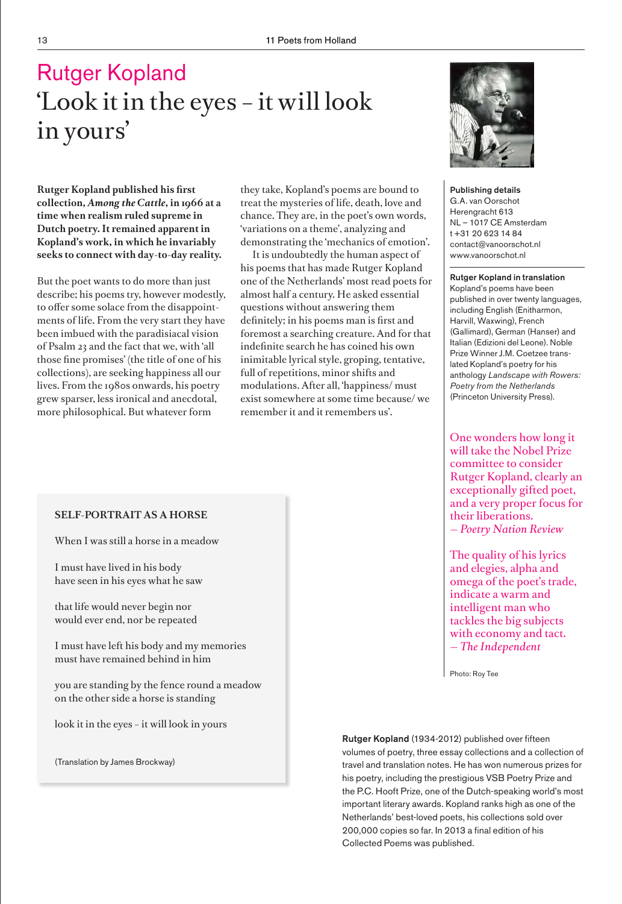# Rutger Kopland

## 'Look it in the eyes – it will look in yours'

**Rutger Kopland published his first collection, *Among the Cattle*, in 1966 at a time when realism ruled supreme in Dutch poetry. It remained apparent in Kopland's work, in which he invariably seeks to connect with day-to-day reality.**

But the poet wants to do more than just describe; his poems try, however modestly, to offer some solace from the disappointments of life. From the very start they have been imbued with the paradisiacal vision of Psalm 23 and the fact that we, with 'all those fine promises' (the title of one of his collections), are seeking happiness all our lives. From the 1980s onwards, his poetry grew sparser, less ironical and anecdotal, more philosophical. But whatever form they take, Kopland's poems are bound to treat the mysteries of life, death, love and chance. They are, in the poet's own words, 'variations on a theme', analyzing and demonstrating the 'mechanics of emotion'.

It is undoubtedly the human aspect of his poems that has made Rutger Kopland one of the Netherlands' most read poets for almost half a century. He asked essential questions without answering them definitely; in his poems man is first and foremost a searching creature. And for that indefinite search he has coined his own inimitable lyrical style, groping, tentative, full of repetitions, minor shifts and modulations. After all, 'happiness/ must exist somewhere at some time because/ we remember it and it remembers us'.

**SELF-PORTRAIT AS A HORSE**

When I was still a horse in a meadow

I must have lived in his body
have seen in his eyes what he saw

that life would never begin nor
would ever end, nor be repeated

I must have left his body and my memories
must have remained behind in him

you are standing by the fence round a meadow
on the other side a horse is standing

look it in the eyes – it will look in yours

(Translation by James Brockway)

**Publishing details**
G.A. van Oorschot
Herengracht 613
NL – 1017 CE Amsterdam
t +31 20 623 14 84
contact@vanoorschot.nl
www.vanoorschot.nl

**Rutger Kopland in translation**
Kopland's poems have been published in over twenty languages, including English (Enitharmon, Harvill, Waxwing), French (Gallimard), German (Hanser) and Italian (Edizioni del Leone). Noble Prize Winner J.M. Coetzee translated Kopland's poetry for his anthology *Landscape with Rowers: Poetry from the Netherlands* (Princeton University Press).

One wonders how long it will take the Nobel Prize committee to consider Rutger Kopland, clearly an exceptionally gifted poet, and a very proper focus for their liberations.
— *Poetry Nation Review*

The quality of his lyrics and elegies, alpha and omega of the poet's trade, indicate a warm and intelligent man who tackles the big subjects with economy and tact.
— *The Independent*

Photo: Roy Tee

**Rutger Kopland** (1934-2012) published over fifteen volumes of poetry, three essay collections and a collection of travel and translation notes. He has won numerous prizes for his poetry, including the prestigious VSB Poetry Prize and the P.C. Hooft Prize, one of the Dutch-speaking world's most important literary awards. Kopland ranks high as one of the Netherlands' best-loved poets, his collections sold over 200,000 copies so far. In 2013 a final edition of his Collected Poems was published.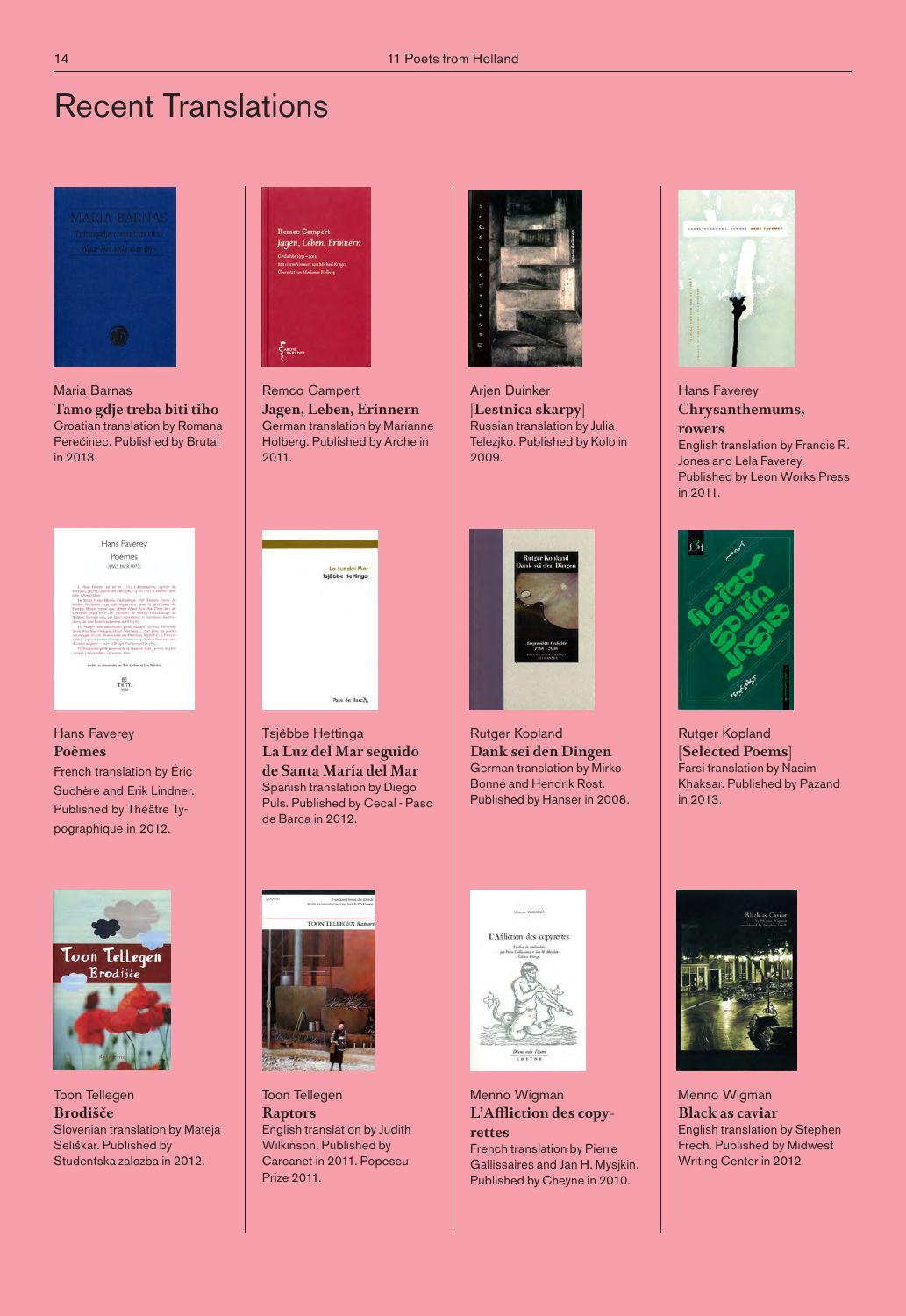# Recent Translations

Maria Barnas
**Tamo gdje treba biti tiho**
Croatian translation by Romana Perečinec. Published by Brutal in 2013.

Remco Campert
**Jagen, Leben, Erinnern**
German translation by Marianne Holberg. Published by Arche in 2011.

Arjen Duinker
**[Lestnica skarpy]**
Russian translation by Julia Telezjko. Published by Kolo in 2009.

Hans Faverey
**Chrysanthemums, rowers**
English translation by Francis R. Jones and Lela Faverey. Published by Leon Works Press in 2011.

Hans Faverey
**Poèmes**
French translation by Éric Suchère and Erik Lindner. Published by Théâtre Typographique in 2012.

Tsjêbbe Hettinga
**La Luz del Mar seguido de Santa María del Mar**
Spanish translation by Diego Puls. Published by Cecal - Paso de Barca in 2012.

Rutger Kopland
**Dank sei den Dingen**
German translation by Mirko Bonné and Hendrik Rost. Published by Hanser in 2008.

Rutger Kopland
**[Selected Poems]**
Farsi translation by Nasim Khaksar. Published by Pazand in 2013.

Toon Tellegen
**Brodišče**
Slovenian translation by Mateja Seliškar. Published by Studentska zalozba in 2012.

Toon Tellegen
**Raptors**
English translation by Judith Wilkinson. Published by Carcanet in 2011. Popescu Prize 2011.

Menno Wigman
**L'Affliction des copyrettes**
French translation by Pierre Gallissaires and Jan H. Mysjkin. Published by Cheyne in 2010.

Menno Wigman
**Black as caviar**
English translation by Stephen Frech. Published by Midwest Writing Center in 2012.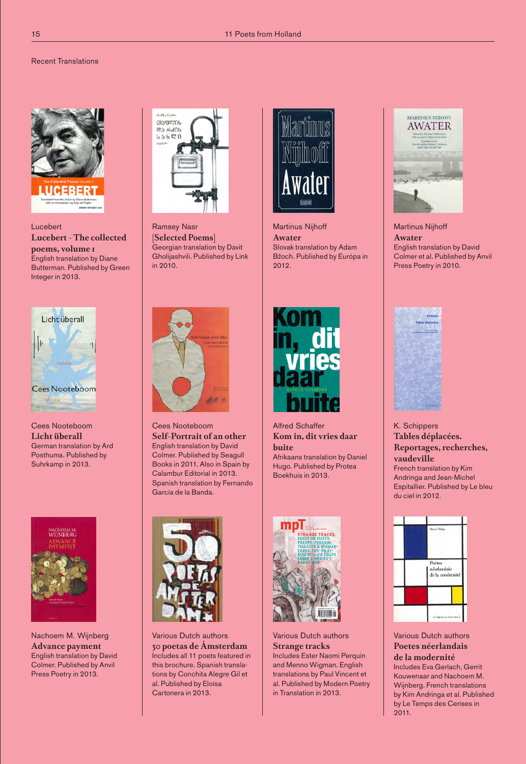Recent Translations

Lucebert
**Lucebert - The collected poems, volume 1**
English translation by Diane Butterman. Published by Green Integer in 2013.

Ramsey Nasr
**[Selected Poems]**
Georgian translation by Davit Gholijashvili. Published by Link in 2010.

Martinus Nijhoff
**Awater**
Slovak translation by Adam Bžoch. Published by Európa in 2012.

Martinus Nijhoff
**Awater**
English translation by David Colmer et al. Published by Anvil Press Poetry in 2010.

Cees Nooteboom
**Licht überall**
German translation by Ard Posthuma. Published by Suhrkamp in 2013.

Cees Nooteboom
**Self-Portrait of an other**
English translation by David Colmer. Published by Seagull Books in 2011. Also in Spain by Calambur Editorial in 2013. Spanish translation by Fernando García de la Banda.

Alfred Schaffer
**Kom in, dit vries daar buite**
Afrikaans translation by Daniel Hugo. Published by Protea Boekhuis in 2013.

K. Schippers
**Tables déplacées. Reportages, recherches, vaudeville**
French translation by Kim Andringa and Jean-Michel Espitallier. Published by Le bleu du ciel in 2012.

Nachoem M. Wijnberg
**Advance payment**
English translation by David Colmer. Published by Anvil Press Poetry in 2013.

Various Dutch authors
**50 poetas de Ámsterdam**
Includes all 11 poets featured in this brochure. Spanish translations by Conchita Alegre Gil et al. Published by Eloísa Cartonera in 2013.

Various Dutch authors
**Strange tracks**
Includes Ester Naomi Perquin and Menno Wigman. English translations by Paul Vincent et al. Published by Modern Poetry in Translation in 2013.

Various Dutch authors
**Poetes néerlandais de la modernité**
Includes Eva Gerlach, Gerrit Kouwenaar and Nachoem M. Wijnberg. French translations by Kim Andringa et al. Published by Le Temps des Cerises in 2011.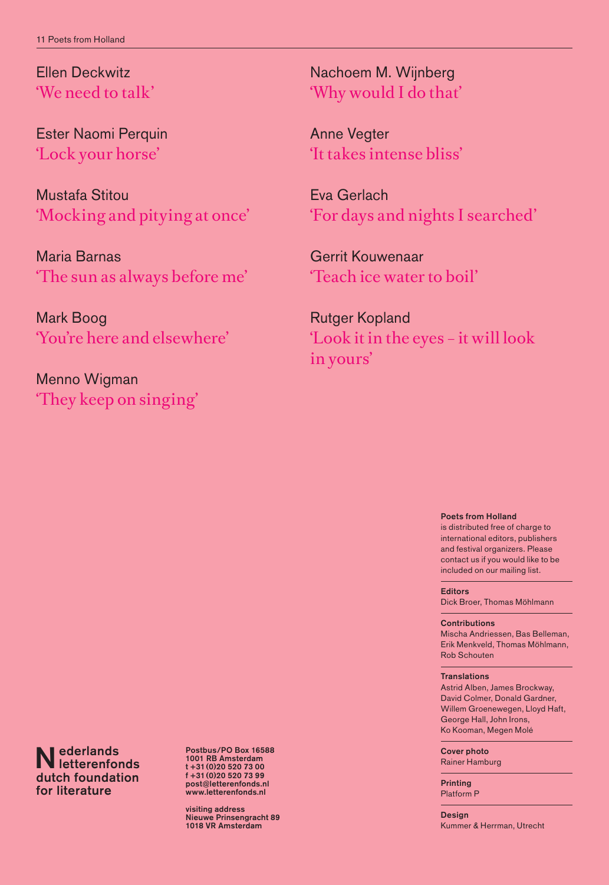11 Poets from Holland

Ellen Deckwitz
'We need to talk'

Ester Naomi Perquin
'Lock your horse'

Mustafa Stitou
'Mocking and pitying at once'

Maria Barnas
'The sun as always before me'

Mark Boog
'You're here and elsewhere'

Menno Wigman
'They keep on singing'

Nachoem M. Wijnberg
'Why would I do that'

Anne Vegter
'It takes intense bliss'

Eva Gerlach
'For days and nights I searched'

Gerrit Kouwenaar
'Teach ice water to boil'

Rutger Kopland
'Look it in the eyes – it will look in yours'

**Poets from Holland**
is distributed free of charge to international editors, publishers and festival organizers. Please contact us if you would like to be included on our mailing list.

**Editors**
Dick Broer, Thomas Möhlmann

**Contributions**
Mischa Andriessen, Bas Belleman, Erik Menkveld, Thomas Möhlmann, Rob Schouten

**Translations**
Astrid Alben, James Brockway, David Colmer, Donald Gardner, Willem Groenewegen, Lloyd Haft, George Hall, John Irons, Ko Kooman, Megen Molé

**Cover photo**
Rainer Hamburg

**Printing**
Platform P

**Design**
Kummer & Herrman, Utrecht

**Nederlands letterenfonds**
**dutch foundation for literature**

**Postbus/PO Box 16588**
**1001 RB Amsterdam**
**t +31 (0)20 520 73 00**
**f +31 (0)20 520 73 99**
**post@letterenfonds.nl**
**www.letterenfonds.nl**

**visiting address**
**Nieuwe Prinsengracht 89**
**1018 VR Amsterdam**